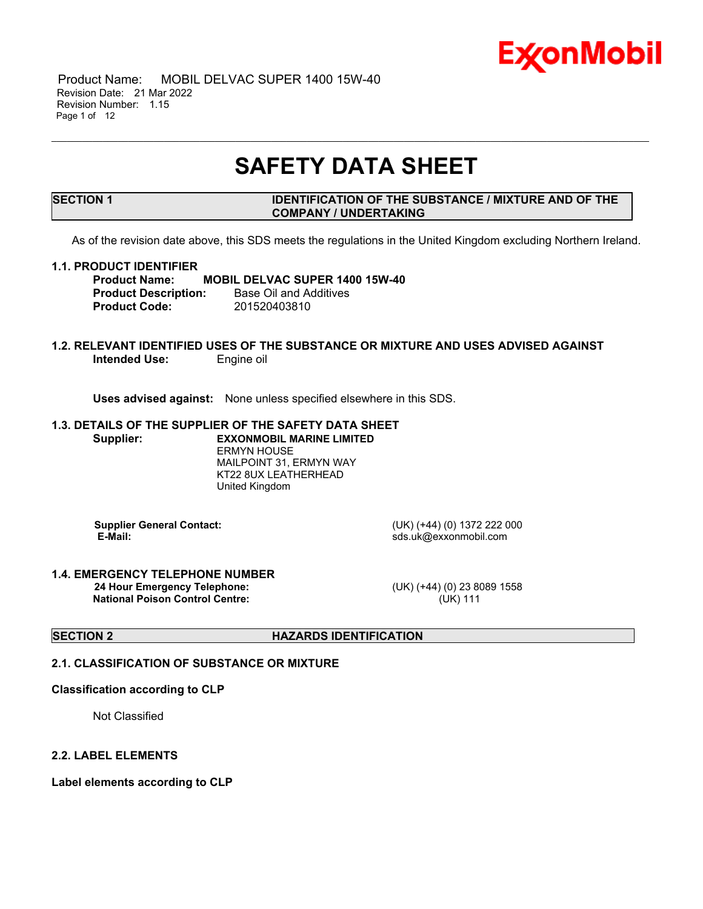# SAFETY DATA SHEET

## SECTION 1 IDENTIFICATION OF THE SUBSTANCE / MIXTURE AND OF THE COMPANY / UNDERTAKING

As of the revision date above, this SDS meets the regulations in the United Kingdom excluding Northern Ireland.

### 1.1. PRODUCT IDENTIFIER

**Product Name:** **MOBIL DELVAC SUPER 1400 15W-40**
**Product Description:** Base Oil and Additives
**Product Code:** 201520403810

### 1.2. RELEVANT IDENTIFIED USES OF THE SUBSTANCE OR MIXTURE AND USES ADVISED AGAINST

**Intended Use:** Engine oil

**Uses advised against:** None unless specified elsewhere in this SDS.

### 1.3. DETAILS OF THE SUPPLIER OF THE SAFETY DATA SHEET

**Supplier:** **EXXONMOBIL MARINE LIMITED**
ERMYN HOUSE
MAILPOINT 31, ERMYN WAY
KT22 8UX LEATHERHEAD
United Kingdom

**Supplier General Contact:** (UK) (+44) (0) 1372 222 000
**E-Mail:** sds.uk@exxonmobil.com

### 1.4. EMERGENCY TELEPHONE NUMBER

**24 Hour Emergency Telephone:** (UK) (+44) (0) 23 8089 1558
**National Poison Control Centre:** (UK) 111

## SECTION 2 HAZARDS IDENTIFICATION

### 2.1. CLASSIFICATION OF SUBSTANCE OR MIXTURE

**Classification according to CLP**

Not Classified

### 2.2. LABEL ELEMENTS

**Label elements according to CLP**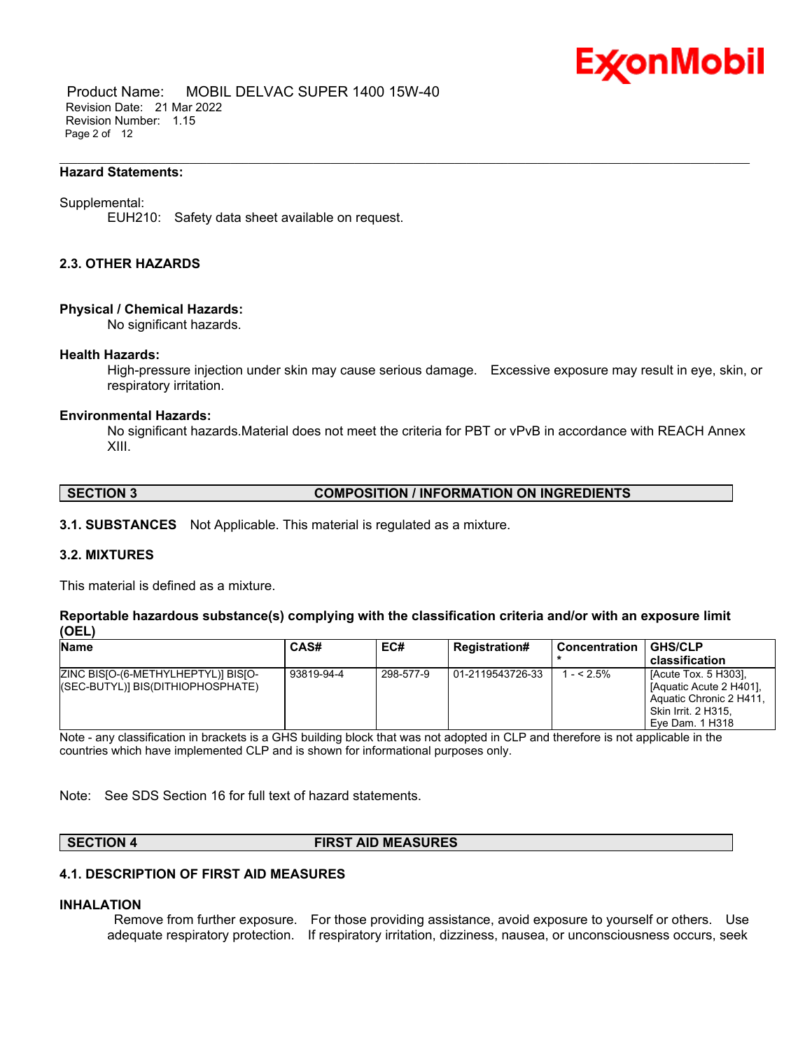**Hazard Statements:**

Supplemental:

EUH210: Safety data sheet available on request.

### 2.3. OTHER HAZARDS

**Physical / Chemical Hazards:**

No significant hazards.

**Health Hazards:**

High-pressure injection under skin may cause serious damage. Excessive exposure may result in eye, skin, or respiratory irritation.

**Environmental Hazards:**

No significant hazards.Material does not meet the criteria for PBT or vPvB in accordance with REACH Annex XIII.

## SECTION 3 COMPOSITION / INFORMATION ON INGREDIENTS

**3.1. SUBSTANCES** Not Applicable. This material is regulated as a mixture.

### 3.2. MIXTURES

This material is defined as a mixture.

**Reportable hazardous substance(s) complying with the classification criteria and/or with an exposure limit (OEL)**

| Name | CAS# | EC# | Registration# | Concentration* | GHS/CLP classification |
|---|---|---|---|---|---|
| ZINC BIS[O-(6-METHYLHEPTYL)] BIS[O-(SEC-BUTYL)] BIS(DITHIOPHOSPHATE) | 93819-94-4 | 298-577-9 | 01-2119543726-33 | 1 - < 2.5% | [Acute Tox. 5 H303], [Aquatic Acute 2 H401], Aquatic Chronic 2 H411, Skin Irrit. 2 H315, Eye Dam. 1 H318 |

Note - any classification in brackets is a GHS building block that was not adopted in CLP and therefore is not applicable in the countries which have implemented CLP and is shown for informational purposes only.

Note: See SDS Section 16 for full text of hazard statements.

## SECTION 4 FIRST AID MEASURES

### 4.1. DESCRIPTION OF FIRST AID MEASURES

**INHALATION**

Remove from further exposure. For those providing assistance, avoid exposure to yourself or others. Use adequate respiratory protection. If respiratory irritation, dizziness, nausea, or unconsciousness occurs, seek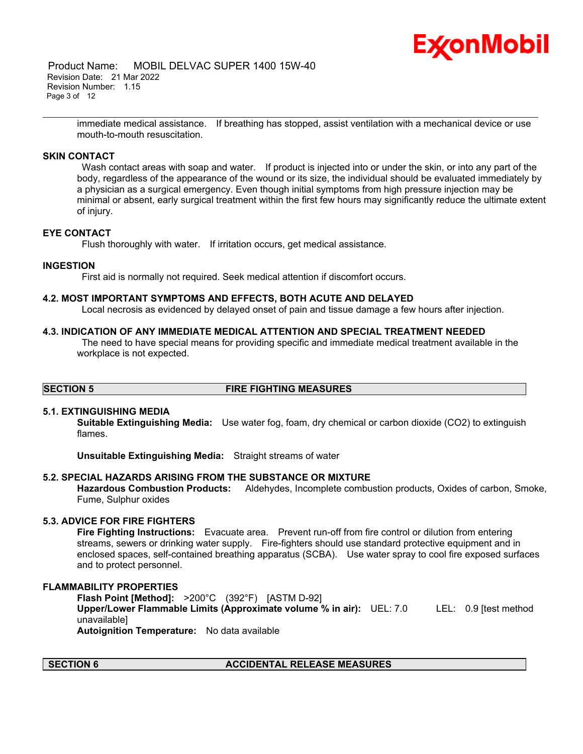immediate medical assistance. If breathing has stopped, assist ventilation with a mechanical device or use mouth-to-mouth resuscitation.

### SKIN CONTACT

Wash contact areas with soap and water. If product is injected into or under the skin, or into any part of the body, regardless of the appearance of the wound or its size, the individual should be evaluated immediately by a physician as a surgical emergency. Even though initial symptoms from high pressure injection may be minimal or absent, early surgical treatment within the first few hours may significantly reduce the ultimate extent of injury.

### EYE CONTACT

Flush thoroughly with water. If irritation occurs, get medical assistance.

### INGESTION

First aid is normally not required. Seek medical attention if discomfort occurs.

### 4.2. MOST IMPORTANT SYMPTOMS AND EFFECTS, BOTH ACUTE AND DELAYED

Local necrosis as evidenced by delayed onset of pain and tissue damage a few hours after injection.

### 4.3. INDICATION OF ANY IMMEDIATE MEDICAL ATTENTION AND SPECIAL TREATMENT NEEDED

The need to have special means for providing specific and immediate medical treatment available in the workplace is not expected.

## SECTION 5 FIRE FIGHTING MEASURES

### 5.1. EXTINGUISHING MEDIA

**Suitable Extinguishing Media:** Use water fog, foam, dry chemical or carbon dioxide (CO2) to extinguish flames.

**Unsuitable Extinguishing Media:** Straight streams of water

### 5.2. SPECIAL HAZARDS ARISING FROM THE SUBSTANCE OR MIXTURE

**Hazardous Combustion Products:** Aldehydes, Incomplete combustion products, Oxides of carbon, Smoke, Fume, Sulphur oxides

### 5.3. ADVICE FOR FIRE FIGHTERS

**Fire Fighting Instructions:** Evacuate area. Prevent run-off from fire control or dilution from entering streams, sewers or drinking water supply. Fire-fighters should use standard protective equipment and in enclosed spaces, self-contained breathing apparatus (SCBA). Use water spray to cool fire exposed surfaces and to protect personnel.

### FLAMMABILITY PROPERTIES

**Flash Point [Method]:** >200°C (392°F) [ASTM D-92]
**Upper/Lower Flammable Limits (Approximate volume % in air):** UEL: 7.0 LEL: 0.9 [test method unavailable]
**Autoignition Temperature:** No data available

## SECTION 6 ACCIDENTAL RELEASE MEASURES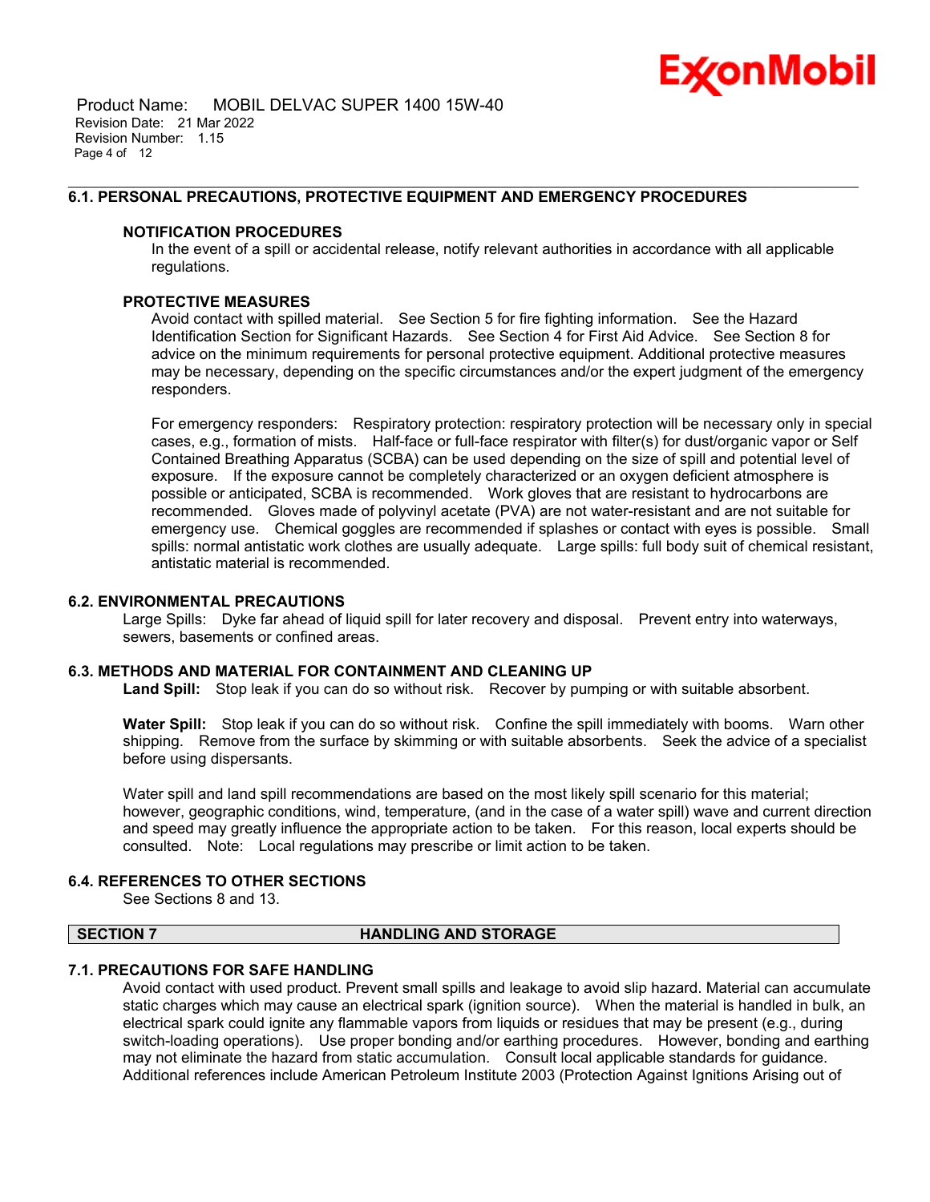### 6.1. PERSONAL PRECAUTIONS, PROTECTIVE EQUIPMENT AND EMERGENCY PROCEDURES

#### NOTIFICATION PROCEDURES

In the event of a spill or accidental release, notify relevant authorities in accordance with all applicable regulations.

#### PROTECTIVE MEASURES

Avoid contact with spilled material. See Section 5 for fire fighting information. See the Hazard Identification Section for Significant Hazards. See Section 4 for First Aid Advice. See Section 8 for advice on the minimum requirements for personal protective equipment. Additional protective measures may be necessary, depending on the specific circumstances and/or the expert judgment of the emergency responders.

For emergency responders: Respiratory protection: respiratory protection will be necessary only in special cases, e.g., formation of mists. Half-face or full-face respirator with filter(s) for dust/organic vapor or Self Contained Breathing Apparatus (SCBA) can be used depending on the size of spill and potential level of exposure. If the exposure cannot be completely characterized or an oxygen deficient atmosphere is possible or anticipated, SCBA is recommended. Work gloves that are resistant to hydrocarbons are recommended. Gloves made of polyvinyl acetate (PVA) are not water-resistant and are not suitable for emergency use. Chemical goggles are recommended if splashes or contact with eyes is possible. Small spills: normal antistatic work clothes are usually adequate. Large spills: full body suit of chemical resistant, antistatic material is recommended.

### 6.2. ENVIRONMENTAL PRECAUTIONS

Large Spills: Dyke far ahead of liquid spill for later recovery and disposal. Prevent entry into waterways, sewers, basements or confined areas.

### 6.3. METHODS AND MATERIAL FOR CONTAINMENT AND CLEANING UP

**Land Spill:** Stop leak if you can do so without risk. Recover by pumping or with suitable absorbent.

**Water Spill:** Stop leak if you can do so without risk. Confine the spill immediately with booms. Warn other shipping. Remove from the surface by skimming or with suitable absorbents. Seek the advice of a specialist before using dispersants.

Water spill and land spill recommendations are based on the most likely spill scenario for this material; however, geographic conditions, wind, temperature, (and in the case of a water spill) wave and current direction and speed may greatly influence the appropriate action to be taken. For this reason, local experts should be consulted. Note: Local regulations may prescribe or limit action to be taken.

### 6.4. REFERENCES TO OTHER SECTIONS

See Sections 8 and 13.

## SECTION 7 HANDLING AND STORAGE

### 7.1. PRECAUTIONS FOR SAFE HANDLING

Avoid contact with used product. Prevent small spills and leakage to avoid slip hazard. Material can accumulate static charges which may cause an electrical spark (ignition source). When the material is handled in bulk, an electrical spark could ignite any flammable vapors from liquids or residues that may be present (e.g., during switch-loading operations). Use proper bonding and/or earthing procedures. However, bonding and earthing may not eliminate the hazard from static accumulation. Consult local applicable standards for guidance. Additional references include American Petroleum Institute 2003 (Protection Against Ignitions Arising out of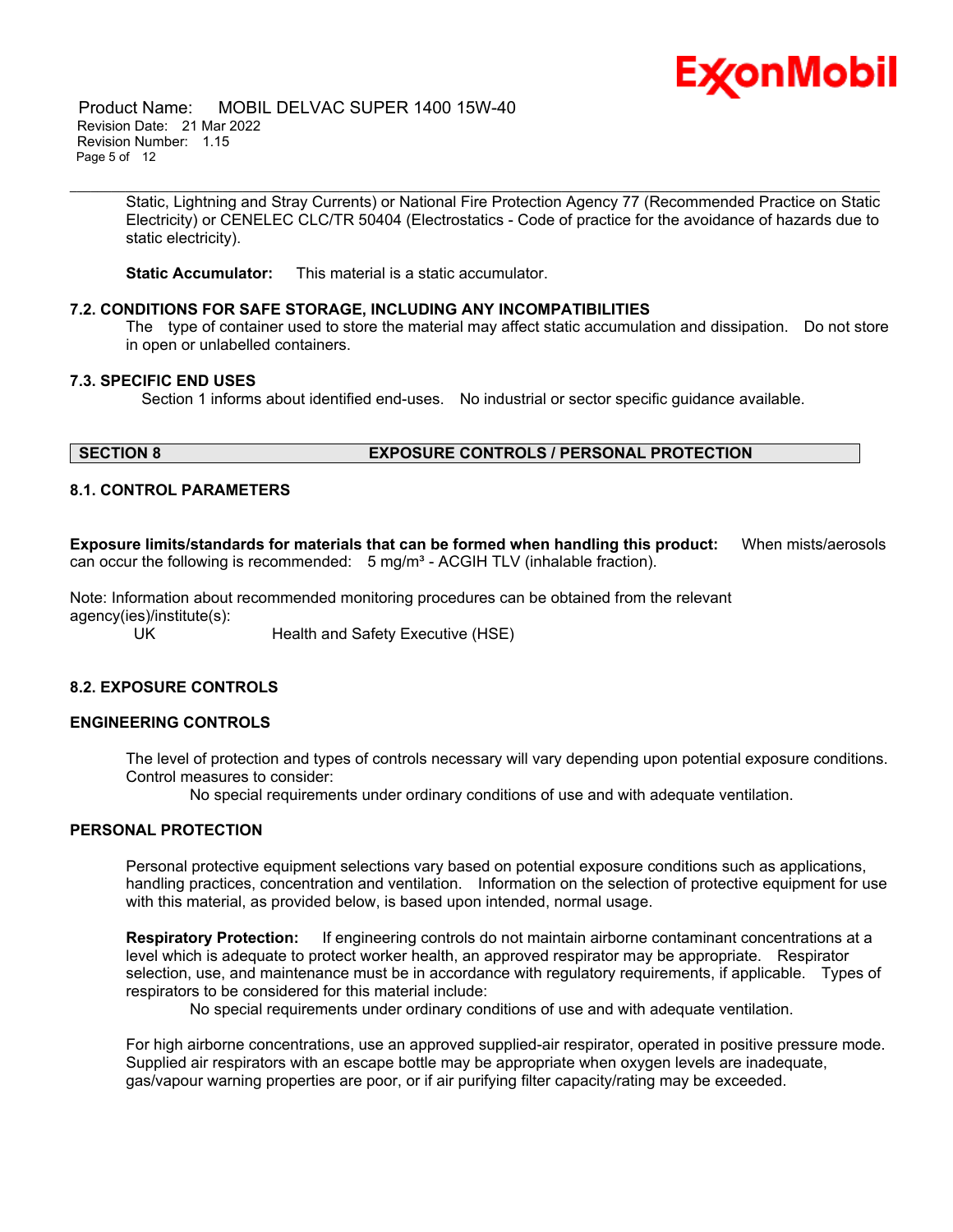Static, Lightning and Stray Currents) or National Fire Protection Agency 77 (Recommended Practice on Static Electricity) or CENELEC CLC/TR 50404 (Electrostatics - Code of practice for the avoidance of hazards due to static electricity).

**Static Accumulator:** This material is a static accumulator.

### 7.2. CONDITIONS FOR SAFE STORAGE, INCLUDING ANY INCOMPATIBILITIES

The type of container used to store the material may affect static accumulation and dissipation. Do not store in open or unlabelled containers.

### 7.3. SPECIFIC END USES

Section 1 informs about identified end-uses. No industrial or sector specific guidance available.

## SECTION 8 EXPOSURE CONTROLS / PERSONAL PROTECTION

### 8.1. CONTROL PARAMETERS

**Exposure limits/standards for materials that can be formed when handling this product:** When mists/aerosols can occur the following is recommended: 5 mg/m³ - ACGIH TLV (inhalable fraction).

Note: Information about recommended monitoring procedures can be obtained from the relevant agency(ies)/institute(s):

UK Health and Safety Executive (HSE)

### 8.2. EXPOSURE CONTROLS

### ENGINEERING CONTROLS

The level of protection and types of controls necessary will vary depending upon potential exposure conditions. Control measures to consider:

No special requirements under ordinary conditions of use and with adequate ventilation.

### PERSONAL PROTECTION

Personal protective equipment selections vary based on potential exposure conditions such as applications, handling practices, concentration and ventilation. Information on the selection of protective equipment for use with this material, as provided below, is based upon intended, normal usage.

**Respiratory Protection:** If engineering controls do not maintain airborne contaminant concentrations at a level which is adequate to protect worker health, an approved respirator may be appropriate. Respirator selection, use, and maintenance must be in accordance with regulatory requirements, if applicable. Types of respirators to be considered for this material include:

No special requirements under ordinary conditions of use and with adequate ventilation.

For high airborne concentrations, use an approved supplied-air respirator, operated in positive pressure mode. Supplied air respirators with an escape bottle may be appropriate when oxygen levels are inadequate, gas/vapour warning properties are poor, or if air purifying filter capacity/rating may be exceeded.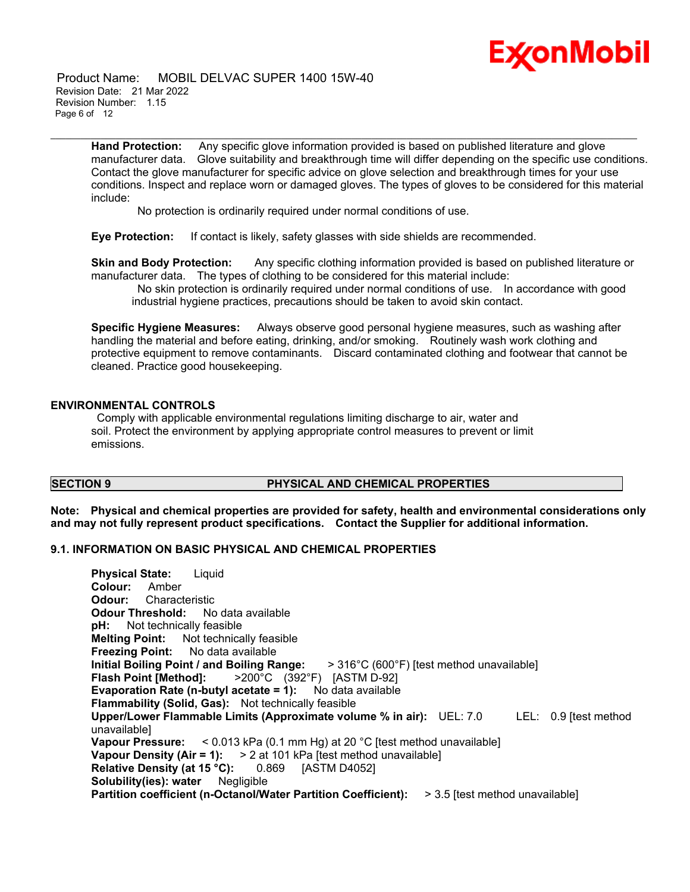**Hand Protection:** Any specific glove information provided is based on published literature and glove manufacturer data. Glove suitability and breakthrough time will differ depending on the specific use conditions. Contact the glove manufacturer for specific advice on glove selection and breakthrough times for your use conditions. Inspect and replace worn or damaged gloves. The types of gloves to be considered for this material include:

No protection is ordinarily required under normal conditions of use.

**Eye Protection:** If contact is likely, safety glasses with side shields are recommended.

**Skin and Body Protection:** Any specific clothing information provided is based on published literature or manufacturer data. The types of clothing to be considered for this material include:

No skin protection is ordinarily required under normal conditions of use. In accordance with good industrial hygiene practices, precautions should be taken to avoid skin contact.

**Specific Hygiene Measures:** Always observe good personal hygiene measures, such as washing after handling the material and before eating, drinking, and/or smoking. Routinely wash work clothing and protective equipment to remove contaminants. Discard contaminated clothing and footwear that cannot be cleaned. Practice good housekeeping.

## ENVIRONMENTAL CONTROLS

Comply with applicable environmental regulations limiting discharge to air, water and soil. Protect the environment by applying appropriate control measures to prevent or limit emissions.

## SECTION 9 PHYSICAL AND CHEMICAL PROPERTIES

**Note: Physical and chemical properties are provided for safety, health and environmental considerations only and may not fully represent product specifications. Contact the Supplier for additional information.**

### 9.1. INFORMATION ON BASIC PHYSICAL AND CHEMICAL PROPERTIES

**Physical State:** Liquid
**Colour:** Amber
**Odour:** Characteristic
**Odour Threshold:** No data available
**pH:** Not technically feasible
**Melting Point:** Not technically feasible
**Freezing Point:** No data available
**Initial Boiling Point / and Boiling Range:** > 316°C (600°F) [test method unavailable]
**Flash Point [Method]:** >200°C (392°F) [ASTM D-92]
**Evaporation Rate (n-butyl acetate = 1):** No data available
**Flammability (Solid, Gas):** Not technically feasible
**Upper/Lower Flammable Limits (Approximate volume % in air):** UEL: 7.0 LEL: 0.9 [test method unavailable]
**Vapour Pressure:** < 0.013 kPa (0.1 mm Hg) at 20 °C [test method unavailable]
**Vapour Density (Air = 1):** > 2 at 101 kPa [test method unavailable]
**Relative Density (at 15 °C):** 0.869 [ASTM D4052]
**Solubility(ies): water** Negligible
**Partition coefficient (n-Octanol/Water Partition Coefficient):** > 3.5 [test method unavailable]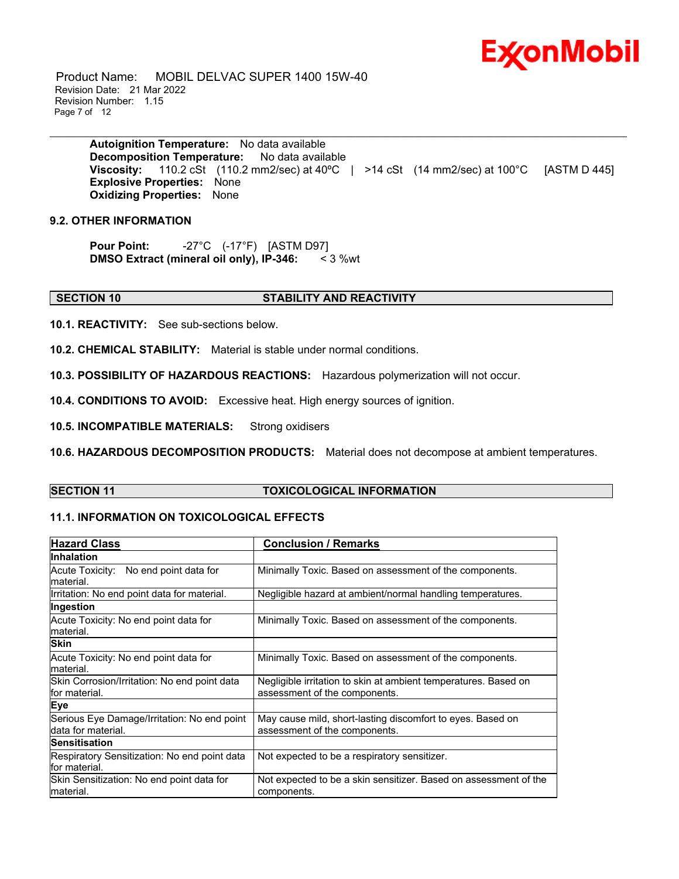**Autoignition Temperature:** No data available
**Decomposition Temperature:** No data available
**Viscosity:** 110.2 cSt (110.2 mm2/sec) at 40ºC | >14 cSt (14 mm2/sec) at 100°C [ASTM D 445]
**Explosive Properties:** None
**Oxidizing Properties:** None

### 9.2. OTHER INFORMATION

**Pour Point:** -27°C (-17°F) [ASTM D97]
**DMSO Extract (mineral oil only), IP-346:** < 3 %wt

## SECTION 10 STABILITY AND REACTIVITY

**10.1. REACTIVITY:** See sub-sections below.

**10.2. CHEMICAL STABILITY:** Material is stable under normal conditions.

**10.3. POSSIBILITY OF HAZARDOUS REACTIONS:** Hazardous polymerization will not occur.

**10.4. CONDITIONS TO AVOID:** Excessive heat. High energy sources of ignition.

**10.5. INCOMPATIBLE MATERIALS:** Strong oxidisers

**10.6. HAZARDOUS DECOMPOSITION PRODUCTS:** Material does not decompose at ambient temperatures.

## SECTION 11 TOXICOLOGICAL INFORMATION

### 11.1. INFORMATION ON TOXICOLOGICAL EFFECTS

| Hazard Class | Conclusion / Remarks |
|---|---|
| **Inhalation** | |
| Acute Toxicity: No end point data for material. | Minimally Toxic. Based on assessment of the components. |
| Irritation: No end point data for material. | Negligible hazard at ambient/normal handling temperatures. |
| **Ingestion** | |
| Acute Toxicity: No end point data for material. | Minimally Toxic. Based on assessment of the components. |
| **Skin** | |
| Acute Toxicity: No end point data for material. | Minimally Toxic. Based on assessment of the components. |
| Skin Corrosion/Irritation: No end point data for material. | Negligible irritation to skin at ambient temperatures. Based on assessment of the components. |
| **Eye** | |
| Serious Eye Damage/Irritation: No end point data for material. | May cause mild, short-lasting discomfort to eyes. Based on assessment of the components. |
| **Sensitisation** | |
| Respiratory Sensitization: No end point data for material. | Not expected to be a respiratory sensitizer. |
| Skin Sensitization: No end point data for material. | Not expected to be a skin sensitizer. Based on assessment of the components. |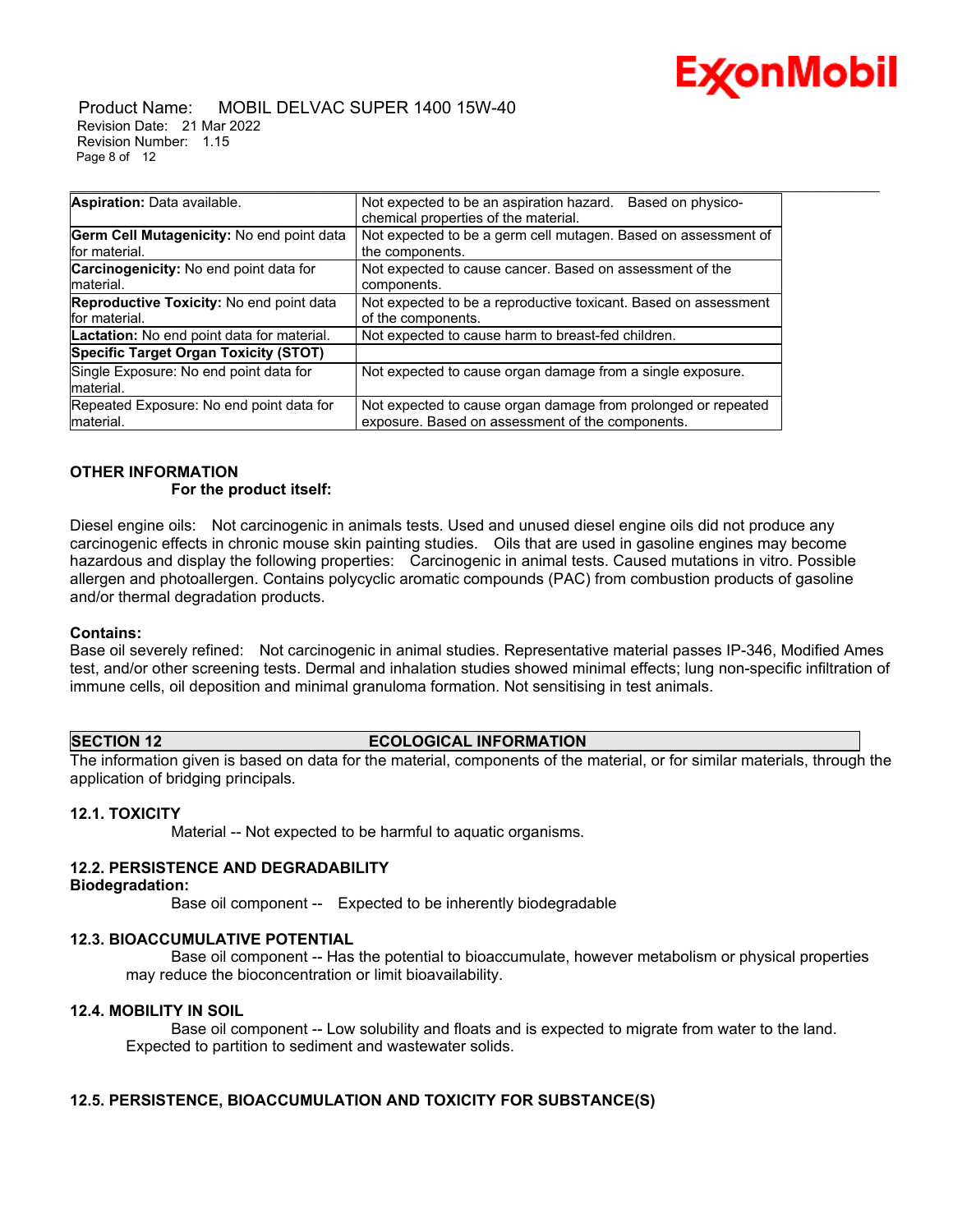| **Aspiration:** Data available. | Not expected to be an aspiration hazard. Based on physico-chemical properties of the material. |
|---|---|
| **Germ Cell Mutagenicity:** No end point data for material. | Not expected to be a germ cell mutagen. Based on assessment of the components. |
| **Carcinogenicity:** No end point data for material. | Not expected to cause cancer. Based on assessment of the components. |
| **Reproductive Toxicity:** No end point data for material. | Not expected to be a reproductive toxicant. Based on assessment of the components. |
| **Lactation:** No end point data for material. | Not expected to cause harm to breast-fed children. |
| **Specific Target Organ Toxicity (STOT)** | |
| Single Exposure: No end point data for material. | Not expected to cause organ damage from a single exposure. |
| Repeated Exposure: No end point data for material. | Not expected to cause organ damage from prolonged or repeated exposure. Based on assessment of the components. |

**OTHER INFORMATION**

**For the product itself:**

Diesel engine oils: Not carcinogenic in animals tests. Used and unused diesel engine oils did not produce any carcinogenic effects in chronic mouse skin painting studies. Oils that are used in gasoline engines may become hazardous and display the following properties: Carcinogenic in animal tests. Caused mutations in vitro. Possible allergen and photoallergen. Contains polycyclic aromatic compounds (PAC) from combustion products of gasoline and/or thermal degradation products.

**Contains:**

Base oil severely refined: Not carcinogenic in animal studies. Representative material passes IP-346, Modified Ames test, and/or other screening tests. Dermal and inhalation studies showed minimal effects; lung non-specific infiltration of immune cells, oil deposition and minimal granuloma formation. Not sensitising in test animals.

## SECTION 12 ECOLOGICAL INFORMATION

The information given is based on data for the material, components of the material, or for similar materials, through the application of bridging principals.

### 12.1. TOXICITY

Material -- Not expected to be harmful to aquatic organisms.

### 12.2. PERSISTENCE AND DEGRADABILITY

**Biodegradation:**

Base oil component -- Expected to be inherently biodegradable

### 12.3. BIOACCUMULATIVE POTENTIAL

Base oil component -- Has the potential to bioaccumulate, however metabolism or physical properties may reduce the bioconcentration or limit bioavailability.

### 12.4. MOBILITY IN SOIL

Base oil component -- Low solubility and floats and is expected to migrate from water to the land. Expected to partition to sediment and wastewater solids.

### 12.5. PERSISTENCE, BIOACCUMULATION AND TOXICITY FOR SUBSTANCE(S)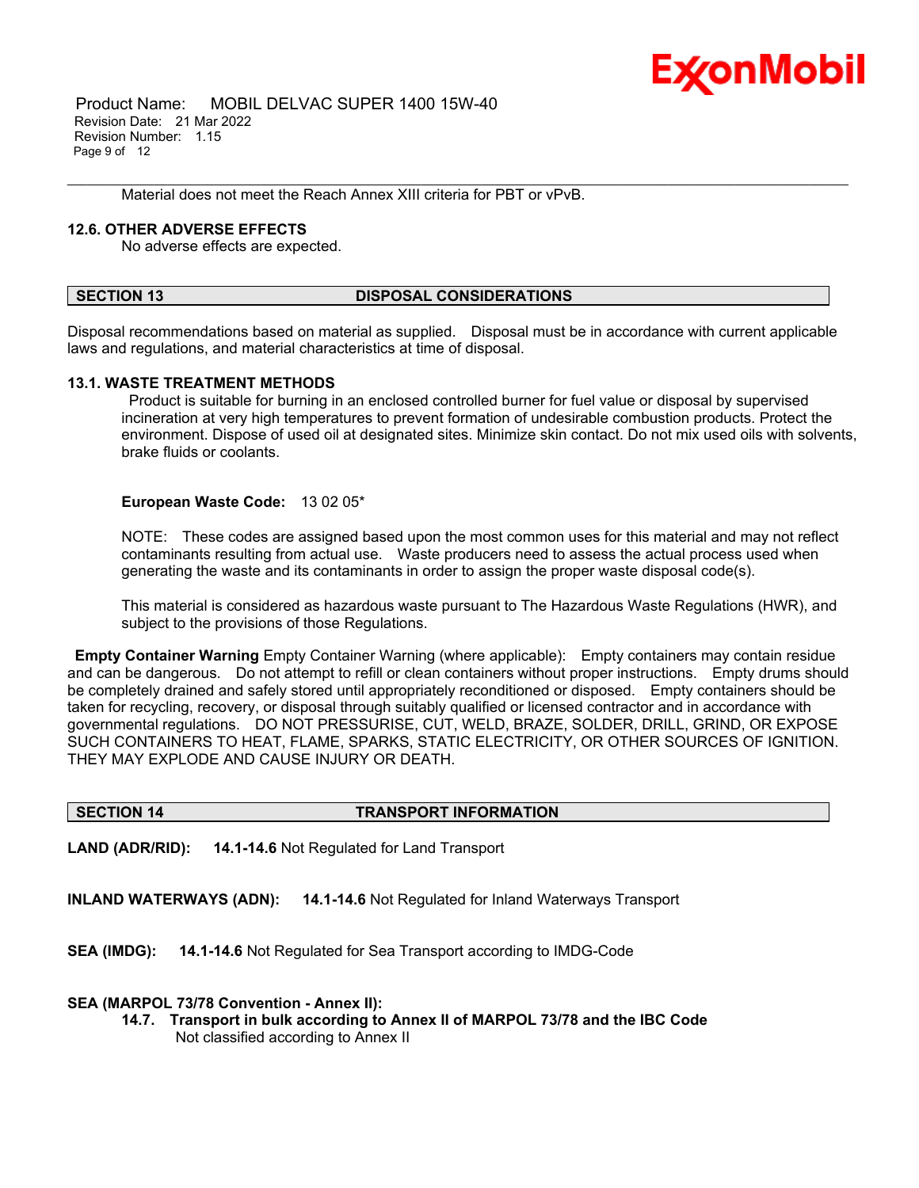Material does not meet the Reach Annex XIII criteria for PBT or vPvB.

### 12.6. OTHER ADVERSE EFFECTS

No adverse effects are expected.

## SECTION 13 DISPOSAL CONSIDERATIONS

Disposal recommendations based on material as supplied. Disposal must be in accordance with current applicable laws and regulations, and material characteristics at time of disposal.

### 13.1. WASTE TREATMENT METHODS

Product is suitable for burning in an enclosed controlled burner for fuel value or disposal by supervised incineration at very high temperatures to prevent formation of undesirable combustion products. Protect the environment. Dispose of used oil at designated sites. Minimize skin contact. Do not mix used oils with solvents, brake fluids or coolants.

**European Waste Code:** 13 02 05*

NOTE: These codes are assigned based upon the most common uses for this material and may not reflect contaminants resulting from actual use. Waste producers need to assess the actual process used when generating the waste and its contaminants in order to assign the proper waste disposal code(s).

This material is considered as hazardous waste pursuant to The Hazardous Waste Regulations (HWR), and subject to the provisions of those Regulations.

**Empty Container Warning** Empty Container Warning (where applicable): Empty containers may contain residue and can be dangerous. Do not attempt to refill or clean containers without proper instructions. Empty drums should be completely drained and safely stored until appropriately reconditioned or disposed. Empty containers should be taken for recycling, recovery, or disposal through suitably qualified or licensed contractor and in accordance with governmental regulations. DO NOT PRESSURISE, CUT, WELD, BRAZE, SOLDER, DRILL, GRIND, OR EXPOSE SUCH CONTAINERS TO HEAT, FLAME, SPARKS, STATIC ELECTRICITY, OR OTHER SOURCES OF IGNITION. THEY MAY EXPLODE AND CAUSE INJURY OR DEATH.

## SECTION 14 TRANSPORT INFORMATION

**LAND (ADR/RID):** **14.1-14.6** Not Regulated for Land Transport

**INLAND WATERWAYS (ADN):** **14.1-14.6** Not Regulated for Inland Waterways Transport

**SEA (IMDG):** **14.1-14.6** Not Regulated for Sea Transport according to IMDG-Code

**SEA (MARPOL 73/78 Convention - Annex II):**

**14.7. Transport in bulk according to Annex II of MARPOL 73/78 and the IBC Code**

Not classified according to Annex II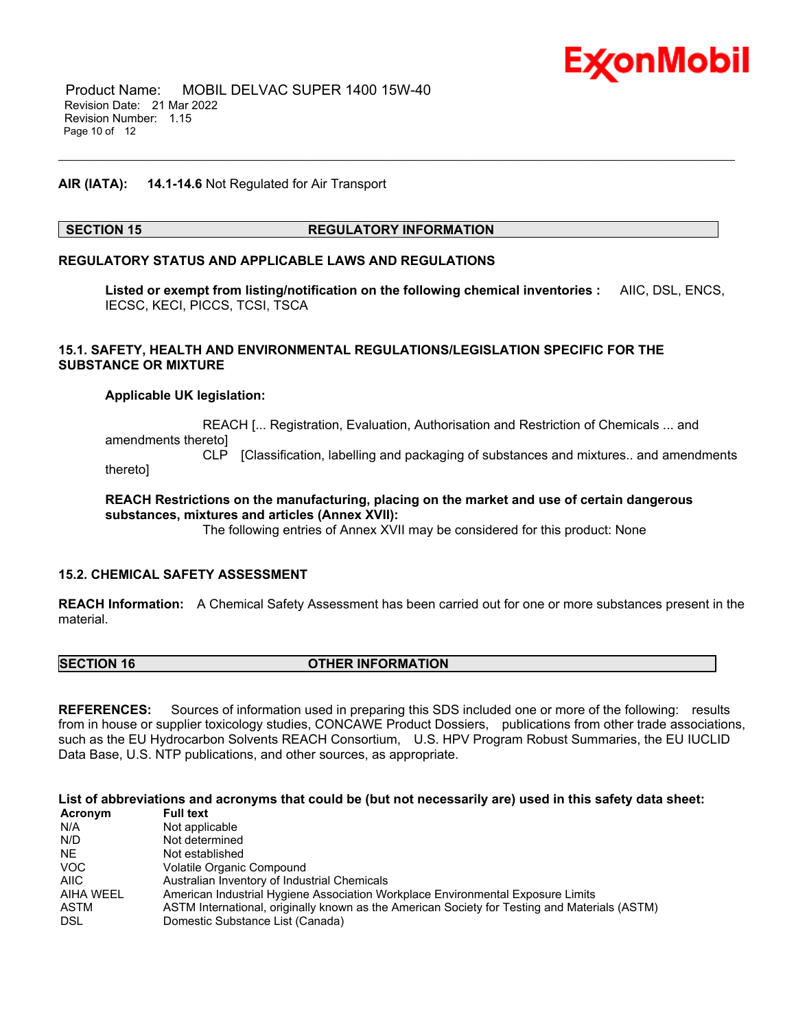**AIR (IATA):** **14.1-14.6** Not Regulated for Air Transport

## SECTION 15 REGULATORY INFORMATION

**REGULATORY STATUS AND APPLICABLE LAWS AND REGULATIONS**

**Listed or exempt from listing/notification on the following chemical inventories :** AIIC, DSL, ENCS, IECSC, KECI, PICCS, TCSI, TSCA

**15.1. SAFETY, HEALTH AND ENVIRONMENTAL REGULATIONS/LEGISLATION SPECIFIC FOR THE SUBSTANCE OR MIXTURE**

**Applicable UK legislation:**

REACH [... Registration, Evaluation, Authorisation and Restriction of Chemicals ... and amendments thereto]
CLP [Classification, labelling and packaging of substances and mixtures.. and amendments thereto]

**REACH Restrictions on the manufacturing, placing on the market and use of certain dangerous substances, mixtures and articles (Annex XVII):**
The following entries of Annex XVII may be considered for this product: None

**15.2. CHEMICAL SAFETY ASSESSMENT**

**REACH Information:** A Chemical Safety Assessment has been carried out for one or more substances present in the material.

## SECTION 16 OTHER INFORMATION

**REFERENCES:** Sources of information used in preparing this SDS included one or more of the following: results from in house or supplier toxicology studies, CONCAWE Product Dossiers, publications from other trade associations, such as the EU Hydrocarbon Solvents REACH Consortium, U.S. HPV Program Robust Summaries, the EU IUCLID Data Base, U.S. NTP publications, and other sources, as appropriate.

**List of abbreviations and acronyms that could be (but not necessarily are) used in this safety data sheet:**

| Acronym | Full text |
|---|---|
| N/A | Not applicable |
| N/D | Not determined |
| NE | Not established |
| VOC | Volatile Organic Compound |
| AIIC | Australian Inventory of Industrial Chemicals |
| AIHA WEEL | American Industrial Hygiene Association Workplace Environmental Exposure Limits |
| ASTM | ASTM International, originally known as the American Society for Testing and Materials (ASTM) |
| DSL | Domestic Substance List (Canada) |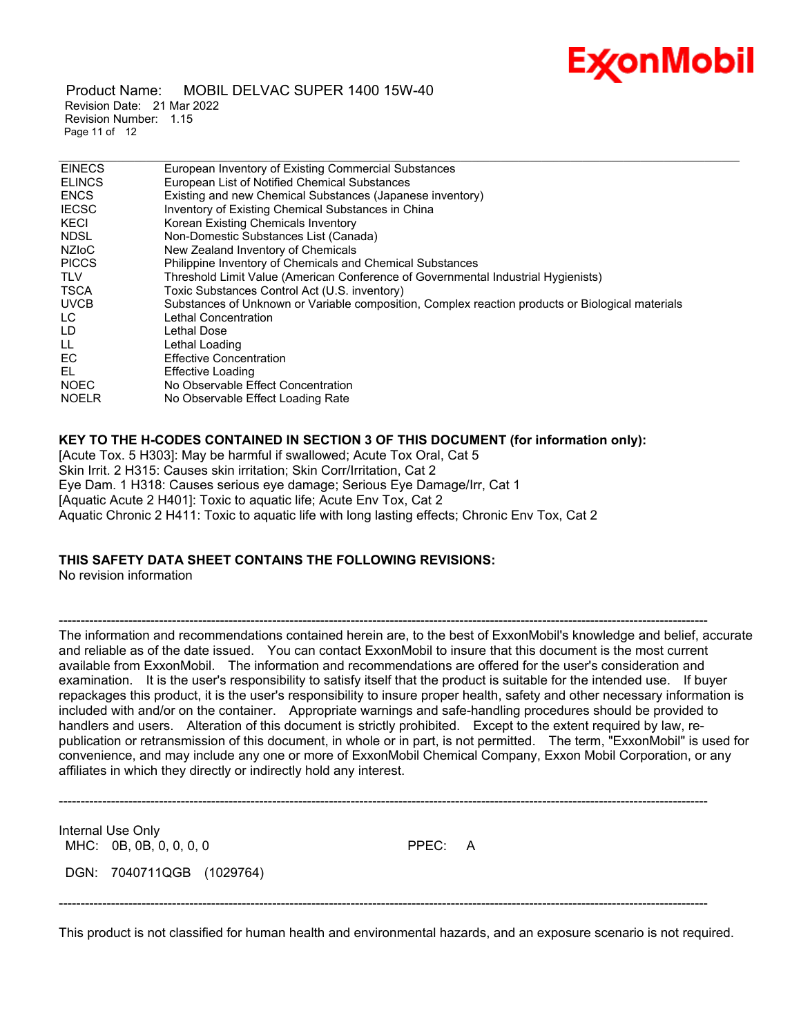| | |
|---|---|
| EINECS | European Inventory of Existing Commercial Substances |
| ELINCS | European List of Notified Chemical Substances |
| ENCS | Existing and new Chemical Substances (Japanese inventory) |
| IECSC | Inventory of Existing Chemical Substances in China |
| KECI | Korean Existing Chemicals Inventory |
| NDSL | Non-Domestic Substances List (Canada) |
| NZIoC | New Zealand Inventory of Chemicals |
| PICCS | Philippine Inventory of Chemicals and Chemical Substances |
| TLV | Threshold Limit Value (American Conference of Governmental Industrial Hygienists) |
| TSCA | Toxic Substances Control Act (U.S. inventory) |
| UVCB | Substances of Unknown or Variable composition, Complex reaction products or Biological materials |
| LC | Lethal Concentration |
| LD | Lethal Dose |
| LL | Lethal Loading |
| EC | Effective Concentration |
| EL | Effective Loading |
| NOEC | No Observable Effect Concentration |
| NOELR | No Observable Effect Loading Rate |

**KEY TO THE H-CODES CONTAINED IN SECTION 3 OF THIS DOCUMENT (for information only):**

[Acute Tox. 5 H303]: May be harmful if swallowed; Acute Tox Oral, Cat 5
Skin Irrit. 2 H315: Causes skin irritation; Skin Corr/Irritation, Cat 2
Eye Dam. 1 H318: Causes serious eye damage; Serious Eye Damage/Irr, Cat 1
[Aquatic Acute 2 H401]: Toxic to aquatic life; Acute Env Tox, Cat 2
Aquatic Chronic 2 H411: Toxic to aquatic life with long lasting effects; Chronic Env Tox, Cat 2

**THIS SAFETY DATA SHEET CONTAINS THE FOLLOWING REVISIONS:**

No revision information

---

The information and recommendations contained herein are, to the best of ExxonMobil's knowledge and belief, accurate and reliable as of the date issued. You can contact ExxonMobil to insure that this document is the most current available from ExxonMobil. The information and recommendations are offered for the user's consideration and examination. It is the user's responsibility to satisfy itself that the product is suitable for the intended use. If buyer repackages this product, it is the user's responsibility to insure proper health, safety and other necessary information is included with and/or on the container. Appropriate warnings and safe-handling procedures should be provided to handlers and users. Alteration of this document is strictly prohibited. Except to the extent required by law, re-publication or retransmission of this document, in whole or in part, is not permitted. The term, "ExxonMobil" is used for convenience, and may include any one or more of ExxonMobil Chemical Company, Exxon Mobil Corporation, or any affiliates in which they directly or indirectly hold any interest.

---

Internal Use Only
MHC: 0B, 0B, 0, 0, 0, 0 PPEC: A

DGN: 7040711QGB (1029764)

---

This product is not classified for human health and environmental hazards, and an exposure scenario is not required.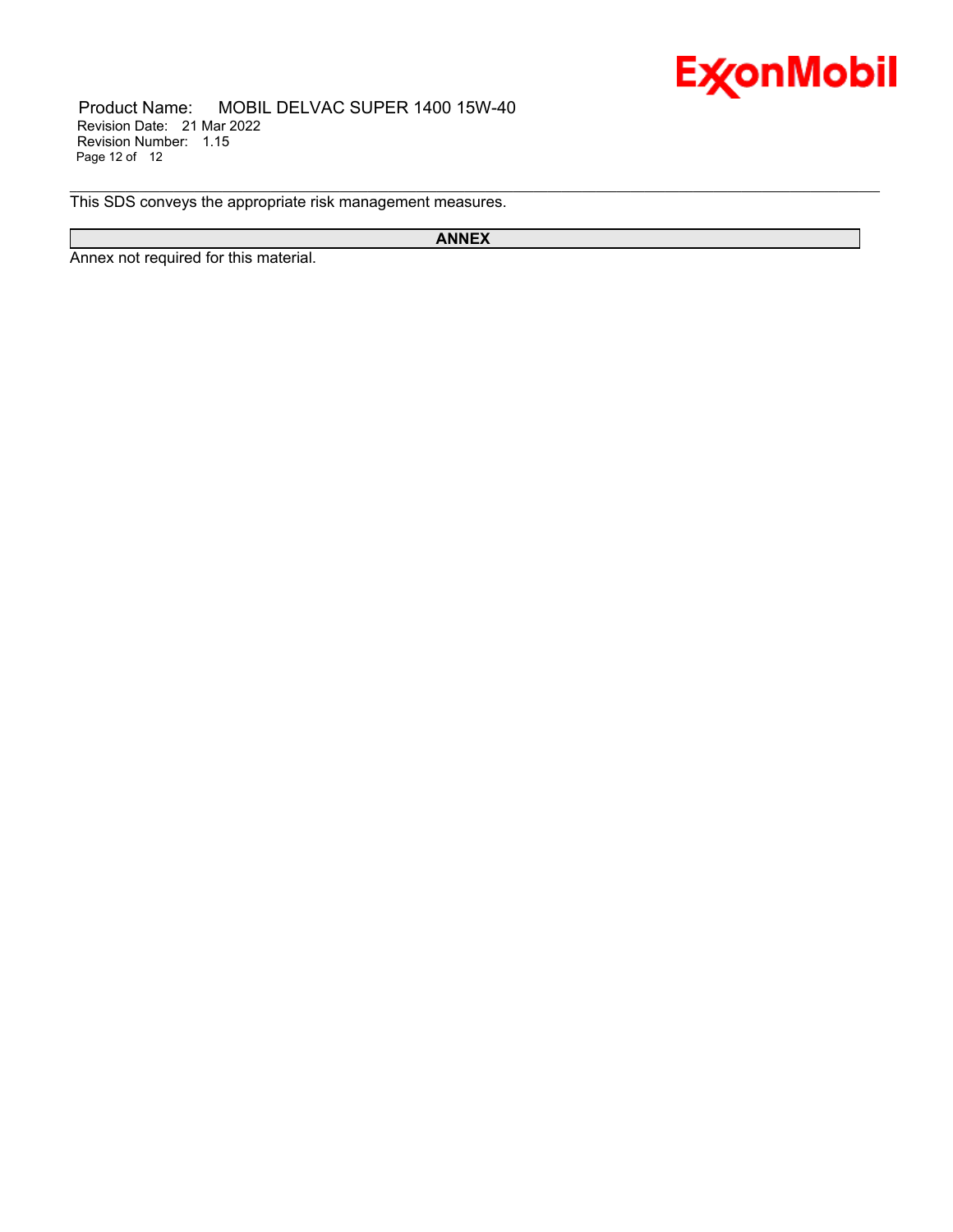This SDS conveys the appropriate risk management measures.

## ANNEX

Annex not required for this material.